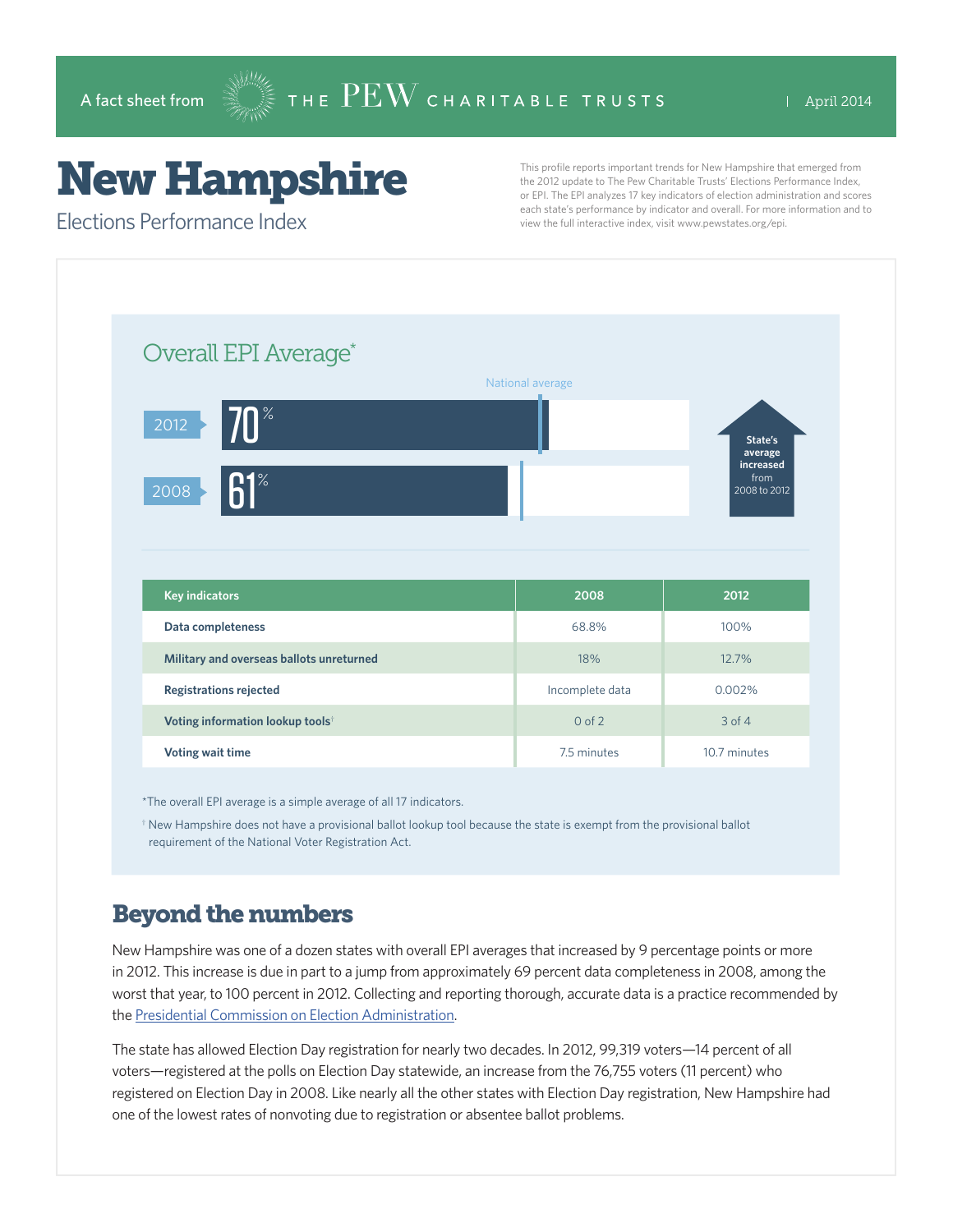A fact sheet from THE PEW CHARITABLE TRUSTS | April 2014

# New Hampshire

## Elections Performance Index

This profile reports important trends for New Hampshire that emerged from the 2012 update to The Pew Charitable Trusts' Elections Performance Index, or EPI. The EPI analyzes 17 key indicators of election administration and scores each state's performance by indicator and overall. For more information and to view the full interactive index, visit www.pewstates.org/epi.

### Overall EPI Average*

National average

2012 — 70%

2008 — 61%

State's average increased from 2008 to 2012

| Key indicators | 2008 | 2012 |
|---|---|---|
| Data completeness | 68.8% | 100% |
| Military and overseas ballots unreturned | 18% | 12.7% |
| Registrations rejected | Incomplete data | 0.002% |
| Voting information lookup tools† | 0 of 2 | 3 of 4 |
| Voting wait time | 7.5 minutes | 10.7 minutes |

*The overall EPI average is a simple average of all 17 indicators.

† New Hampshire does not have a provisional ballot lookup tool because the state is exempt from the provisional ballot requirement of the National Voter Registration Act.

## Beyond the numbers

New Hampshire was one of a dozen states with overall EPI averages that increased by 9 percentage points or more in 2012. This increase is due in part to a jump from approximately 69 percent data completeness in 2008, among the worst that year, to 100 percent in 2012. Collecting and reporting thorough, accurate data is a practice recommended by the Presidential Commission on Election Administration.

The state has allowed Election Day registration for nearly two decades. In 2012, 99,319 voters—14 percent of all voters—registered at the polls on Election Day statewide, an increase from the 76,755 voters (11 percent) who registered on Election Day in 2008. Like nearly all the other states with Election Day registration, New Hampshire had one of the lowest rates of nonvoting due to registration or absentee ballot problems.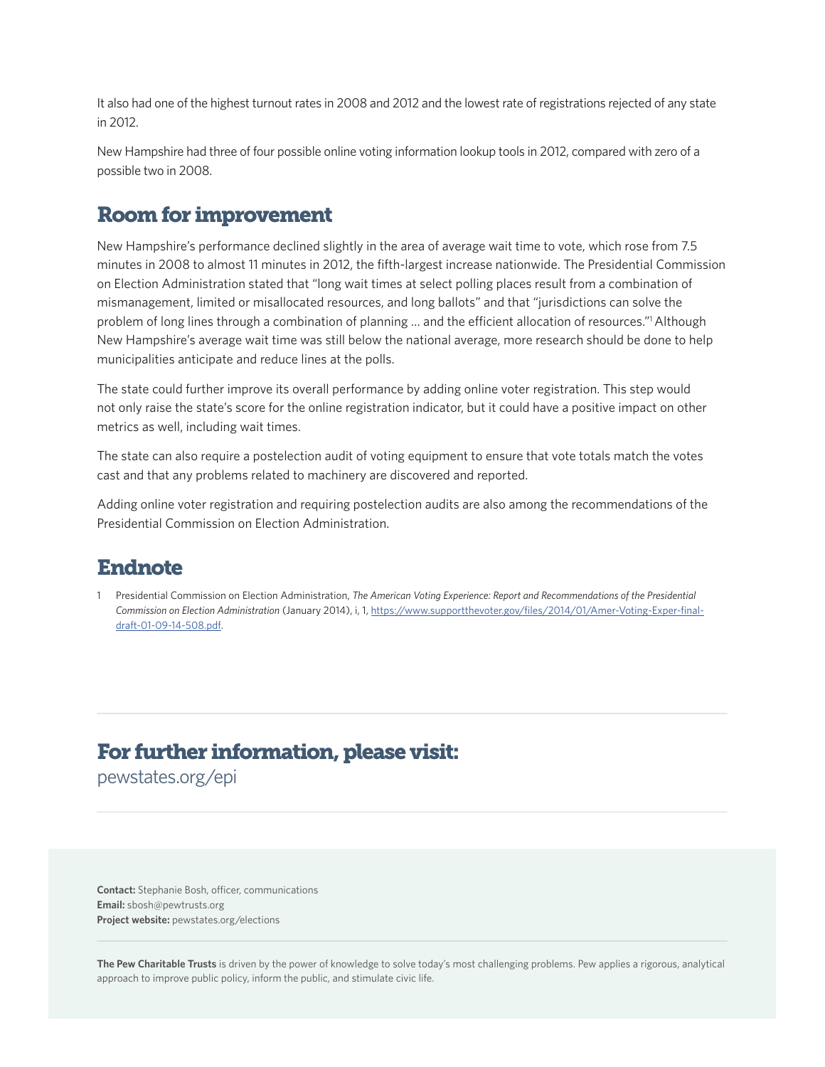It also had one of the highest turnout rates in 2008 and 2012 and the lowest rate of registrations rejected of any state in 2012.

New Hampshire had three of four possible online voting information lookup tools in 2012, compared with zero of a possible two in 2008.

## Room for improvement

New Hampshire's performance declined slightly in the area of average wait time to vote, which rose from 7.5 minutes in 2008 to almost 11 minutes in 2012, the fifth-largest increase nationwide. The Presidential Commission on Election Administration stated that "long wait times at select polling places result from a combination of mismanagement, limited or misallocated resources, and long ballots" and that "jurisdictions can solve the problem of long lines through a combination of planning … and the efficient allocation of resources."[1] Although New Hampshire's average wait time was still below the national average, more research should be done to help municipalities anticipate and reduce lines at the polls.

The state could further improve its overall performance by adding online voter registration. This step would not only raise the state's score for the online registration indicator, but it could have a positive impact on other metrics as well, including wait times.

The state can also require a postelection audit of voting equipment to ensure that vote totals match the votes cast and that any problems related to machinery are discovered and reported.

Adding online voter registration and requiring postelection audits are also among the recommendations of the Presidential Commission on Election Administration.

## Endnote

1 Presidential Commission on Election Administration, *The American Voting Experience: Report and Recommendations of the Presidential Commission on Election Administration* (January 2014), i, 1, https://www.supportthevoter.gov/files/2014/01/Amer-Voting-Exper-final-draft-01-09-14-508.pdf.

## For further information, please visit:

pewstates.org/epi

**Contact:** Stephanie Bosh, officer, communications
**Email:** sbosh@pewtrusts.org
**Project website:** pewstates.org/elections

**The Pew Charitable Trusts** is driven by the power of knowledge to solve today's most challenging problems. Pew applies a rigorous, analytical approach to improve public policy, inform the public, and stimulate civic life.